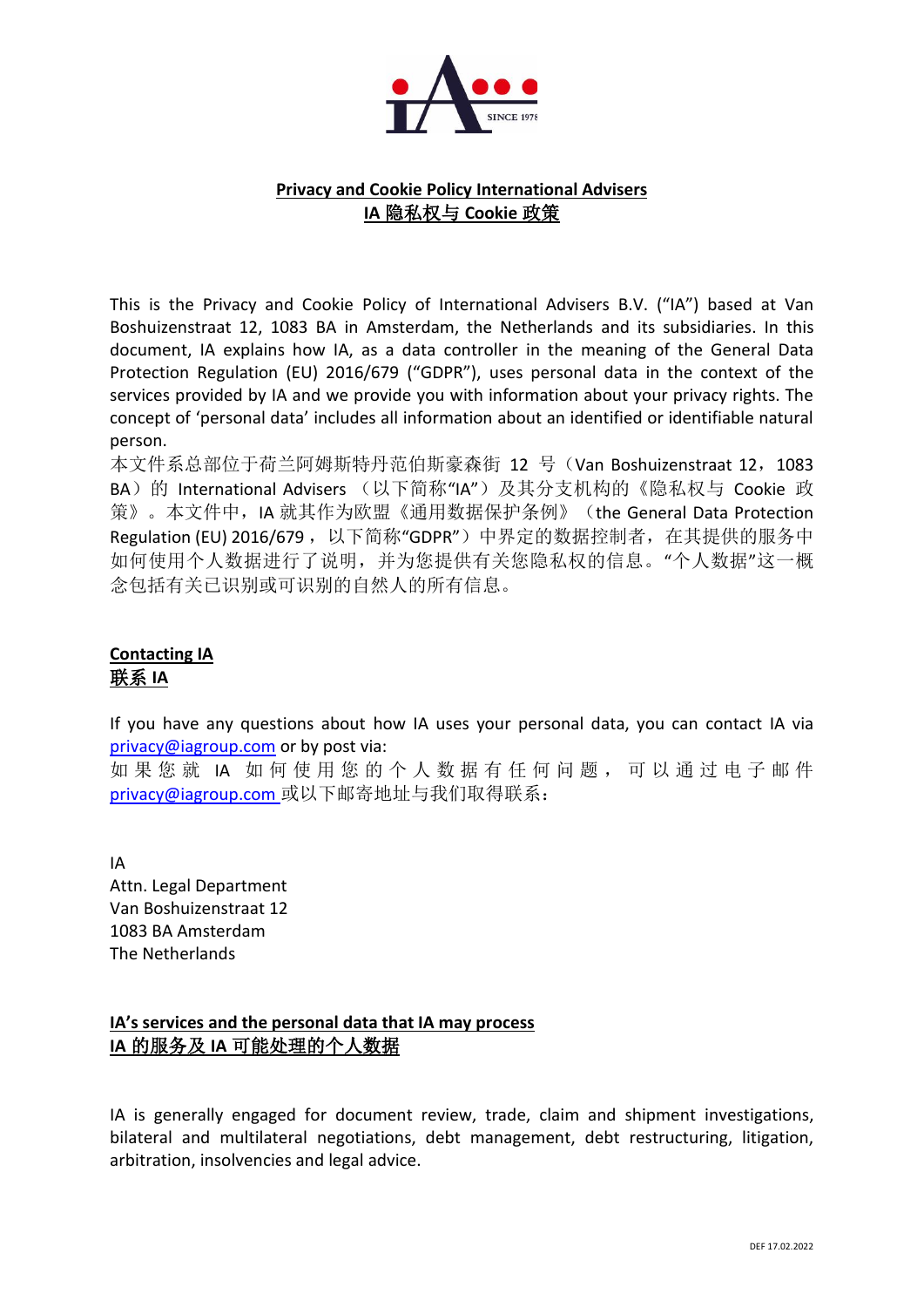**Privacy and Cookie Policy International Advisers**
**IA 隐私权与 Cookie 政策**

This is the Privacy and Cookie Policy of International Advisers B.V. ("IA") based at Van Boshuizenstraat 12, 1083 BA in Amsterdam, the Netherlands and its subsidiaries. In this document, IA explains how IA, as a data controller in the meaning of the General Data Protection Regulation (EU) 2016/679 ("GDPR"), uses personal data in the context of the services provided by IA and we provide you with information about your privacy rights. The concept of 'personal data' includes all information about an identified or identifiable natural person.
本文件系总部位于荷兰阿姆斯特丹范伯斯豪森街 12 号（Van Boshuizenstraat 12，1083 BA）的 International Advisers （以下简称"IA"）及其分支机构的《隐私权与 Cookie 政策》。本文件中，IA 就其作为欧盟《通用数据保护条例》（the General Data Protection Regulation (EU) 2016/679，以下简称"GDPR"）中界定的数据控制者，在其提供的服务中如何使用个人数据进行了说明，并为您提供有关您隐私权的信息。"个人数据"这一概念包括有关已识别或可识别的自然人的所有信息。

## Contacting IA
## 联系 IA

If you have any questions about how IA uses your personal data, you can contact IA via privacy@iagroup.com or by post via:
如果您就 IA 如何使用您的个人数据有任何问题，可以通过电子邮件 privacy@iagroup.com 或以下邮寄地址与我们取得联系：

IA
Attn. Legal Department
Van Boshuizenstraat 12
1083 BA Amsterdam
The Netherlands

## IA's services and the personal data that IA may process
## IA 的服务及 IA 可能处理的个人数据

IA is generally engaged for document review, trade, claim and shipment investigations, bilateral and multilateral negotiations, debt management, debt restructuring, litigation, arbitration, insolvencies and legal advice.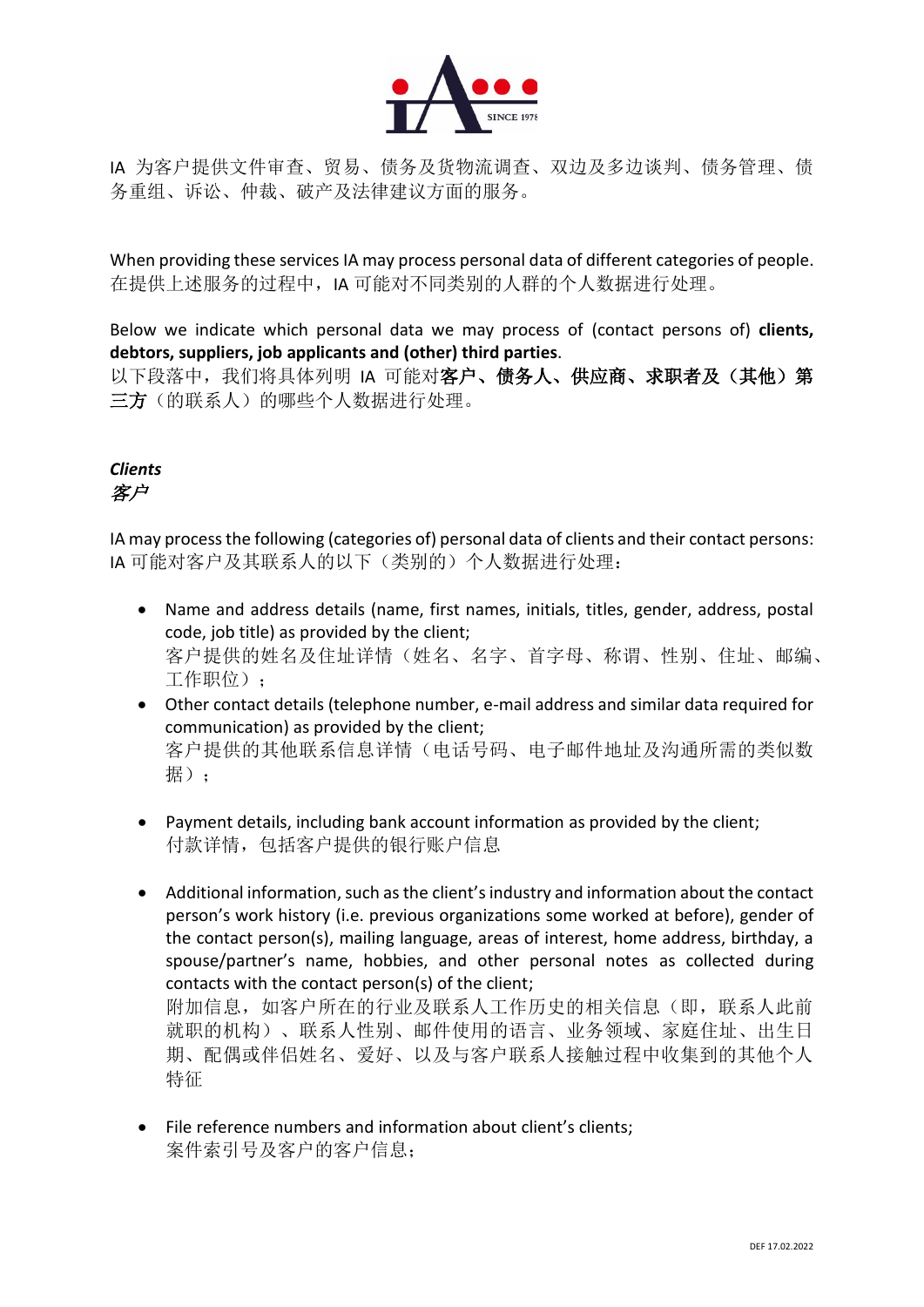IA 为客户提供文件审查、贸易、债务及货物流调查、双边及多边谈判、债务管理、债务重组、诉讼、仲裁、破产及法律建议方面的服务。

When providing these services IA may process personal data of different categories of people.
在提供上述服务的过程中，IA 可能对不同类别的人群的个人数据进行处理。

Below we indicate which personal data we may process of (contact persons of) **clients, debtors, suppliers, job applicants and (other) third parties**.
以下段落中，我们将具体列明 IA 可能对**客户、债务人、供应商、求职者及（其他）第三方**（的联系人）的哪些个人数据进行处理。

***Clients***
***客户***

IA may process the following (categories of) personal data of clients and their contact persons:
IA 可能对客户及其联系人的以下（类别的）个人数据进行处理：

- Name and address details (name, first names, initials, titles, gender, address, postal code, job title) as provided by the client;
  客户提供的姓名及住址详情（姓名、名字、首字母、称谓、性别、住址、邮编、工作职位）；
- Other contact details (telephone number, e-mail address and similar data required for communication) as provided by the client;
  客户提供的其他联系信息详情（电话号码、电子邮件地址及沟通所需的类似数据）；
- Payment details, including bank account information as provided by the client;
  付款详情，包括客户提供的银行账户信息
- Additional information, such as the client's industry and information about the contact person's work history (i.e. previous organizations some worked at before), gender of the contact person(s), mailing language, areas of interest, home address, birthday, a spouse/partner's name, hobbies, and other personal notes as collected during contacts with the contact person(s) of the client;
  附加信息，如客户所在的行业及联系人工作历史的相关信息（即，联系人此前就职的机构）、联系人性别、邮件使用的语言、业务领域、家庭住址、出生日期、配偶或伴侣姓名、爱好、以及与客户联系人接触过程中收集到的其他个人特征
- File reference numbers and information about client's clients;
  案件索引号及客户的客户信息；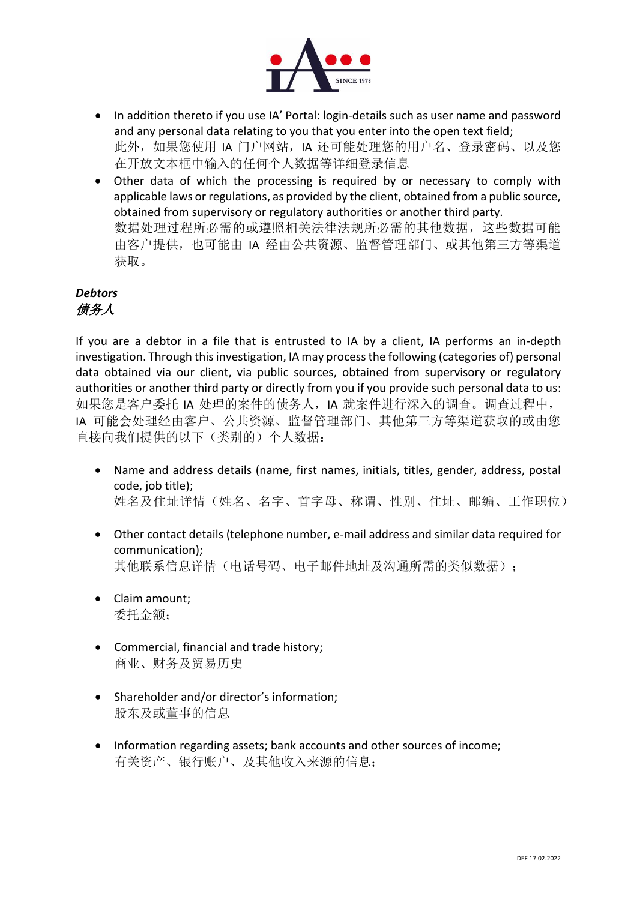- In addition thereto if you use IA' Portal: login-details such as user name and password and any personal data relating to you that you enter into the open text field;
  此外，如果您使用 IA 门户网站，IA 还可能处理您的用户名、登录密码、以及您在开放文本框中输入的任何个人数据等详细登录信息
- Other data of which the processing is required by or necessary to comply with applicable laws or regulations, as provided by the client, obtained from a public source, obtained from supervisory or regulatory authorities or another third party.
  数据处理过程所必需的或遵照相关法律法规所必需的其他数据，这些数据可能由客户提供，也可能由 IA 经由公共资源、监督管理部门、或其他第三方等渠道获取。

***Debtors***
***债务人***

If you are a debtor in a file that is entrusted to IA by a client, IA performs an in-depth investigation. Through this investigation, IA may process the following (categories of) personal data obtained via our client, via public sources, obtained from supervisory or regulatory authorities or another third party or directly from you if you provide such personal data to us:
如果您是客户委托 IA 处理的案件的债务人，IA 就案件进行深入的调查。调查过程中，IA 可能会处理经由客户、公共资源、监督管理部门、其他第三方等渠道获取的或由您直接向我们提供的以下（类别的）个人数据：

- Name and address details (name, first names, initials, titles, gender, address, postal code, job title);
  姓名及住址详情（姓名、名字、首字母、称谓、性别、住址、邮编、工作职位）
- Other contact details (telephone number, e-mail address and similar data required for communication);
  其他联系信息详情（电话号码、电子邮件地址及沟通所需的类似数据）；
- Claim amount;
  委托金额；
- Commercial, financial and trade history;
  商业、财务及贸易历史
- Shareholder and/or director's information;
  股东及或董事的信息
- Information regarding assets; bank accounts and other sources of income;
  有关资产、银行账户、及其他收入来源的信息；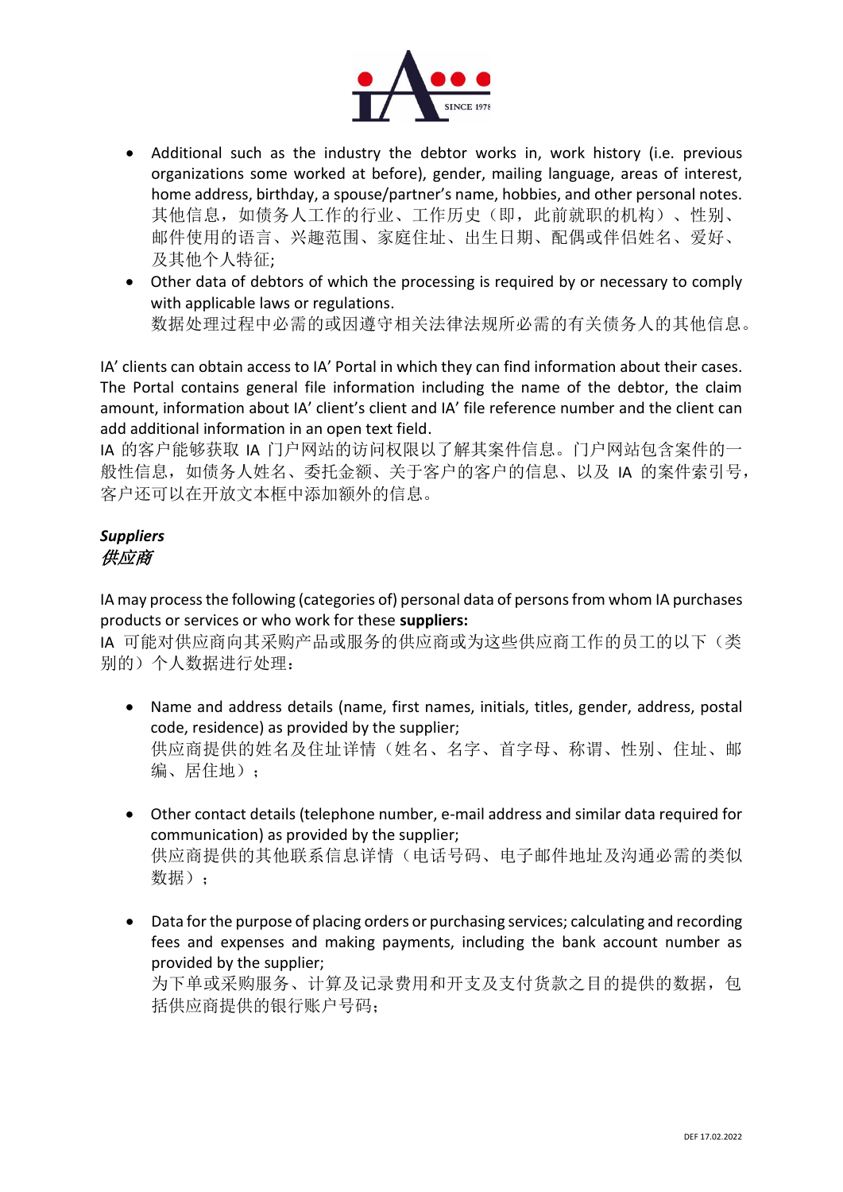- Additional such as the industry the debtor works in, work history (i.e. previous organizations some worked at before), gender, mailing language, areas of interest, home address, birthday, a spouse/partner's name, hobbies, and other personal notes.
  其他信息，如债务人工作的行业、工作历史（即，此前就职的机构）、性别、邮件使用的语言、兴趣范围、家庭住址、出生日期、配偶或伴侣姓名、爱好、及其他个人特征;
- Other data of debtors of which the processing is required by or necessary to comply with applicable laws or regulations.
  数据处理过程中必需的或因遵守相关法律法规所必需的有关债务人的其他信息。

IA' clients can obtain access to IA' Portal in which they can find information about their cases. The Portal contains general file information including the name of the debtor, the claim amount, information about IA' client's client and IA' file reference number and the client can add additional information in an open text field.
IA 的客户能够获取 IA 门户网站的访问权限以了解其案件信息。门户网站包含案件的一般性信息，如债务人姓名、委托金额、关于客户的客户的信息、以及 IA 的案件索引号，客户还可以在开放文本框中添加额外的信息。

***Suppliers***
***供应商***

IA may process the following (categories of) personal data of persons from whom IA purchases products or services or who work for these **suppliers:**
IA 可能对供应商向其采购产品或服务的供应商或为这些供应商工作的员工的以下（类别的）个人数据进行处理：

- Name and address details (name, first names, initials, titles, gender, address, postal code, residence) as provided by the supplier;
  供应商提供的姓名及住址详情（姓名、名字、首字母、称谓、性别、住址、邮编、居住地）；

- Other contact details (telephone number, e-mail address and similar data required for communication) as provided by the supplier;
  供应商提供的其他联系信息详情（电话号码、电子邮件地址及沟通必需的类似数据）；

- Data for the purpose of placing orders or purchasing services; calculating and recording fees and expenses and making payments, including the bank account number as provided by the supplier;
  为下单或采购服务、计算及记录费用和开支及支付货款之目的提供的数据，包括供应商提供的银行账户号码;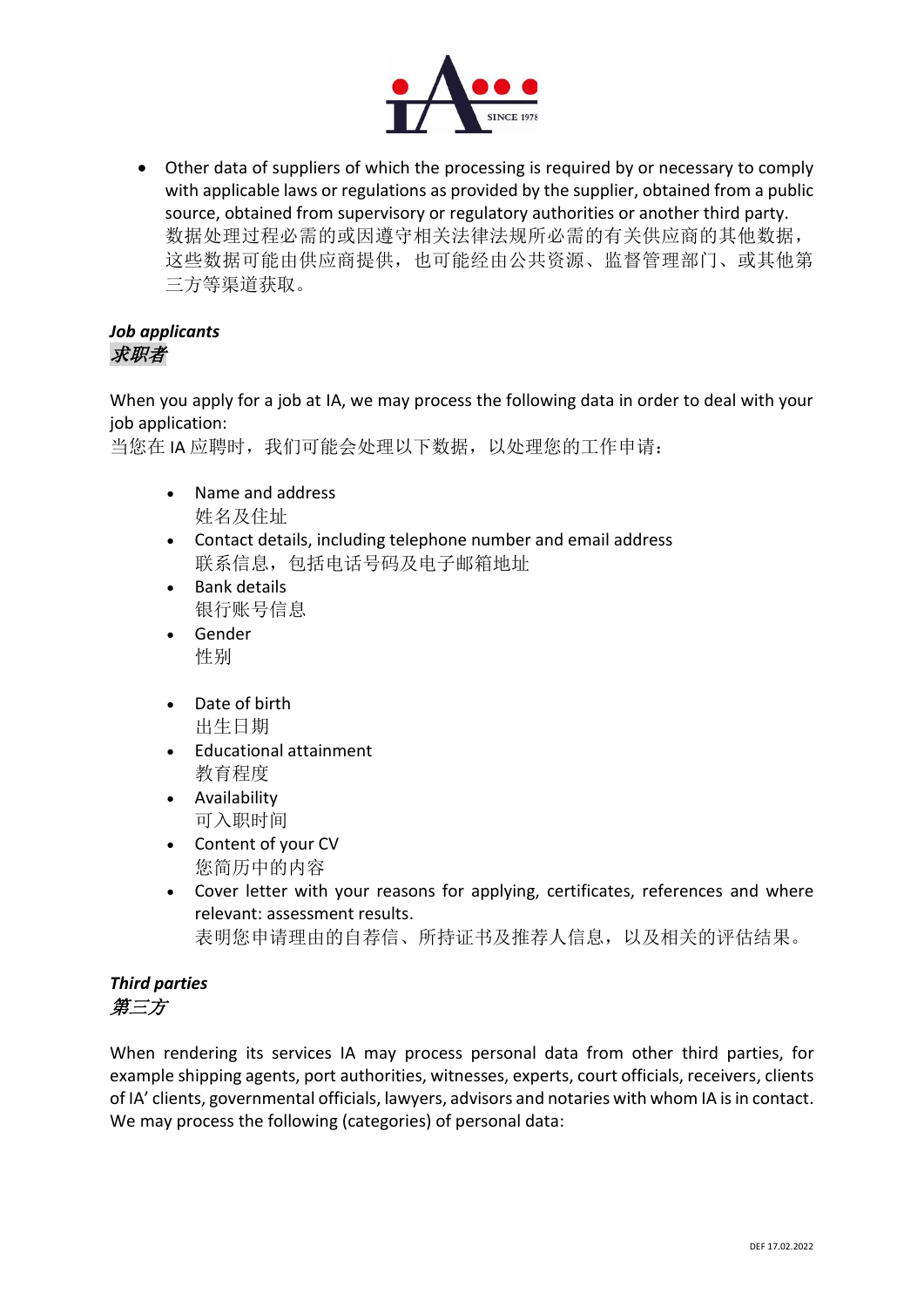- Other data of suppliers of which the processing is required by or necessary to comply with applicable laws or regulations as provided by the supplier, obtained from a public source, obtained from supervisory or regulatory authorities or another third party.
  数据处理过程必需的或因遵守相关法律法规所必需的有关供应商的其他数据，这些数据可能由供应商提供，也可能经由公共资源、监督管理部门、或其他第三方等渠道获取。

***Job applicants***
***求职者***

When you apply for a job at IA, we may process the following data in order to deal with your job application:
当您在 IA 应聘时，我们可能会处理以下数据，以处理您的工作申请：

- Name and address
  姓名及住址
- Contact details, including telephone number and email address
  联系信息，包括电话号码及电子邮箱地址
- Bank details
  银行账号信息
- Gender
  性别
- Date of birth
  出生日期
- Educational attainment
  教育程度
- Availability
  可入职时间
- Content of your CV
  您简历中的内容
- Cover letter with your reasons for applying, certificates, references and where relevant: assessment results.
  表明您申请理由的自荐信、所持证书及推荐人信息，以及相关的评估结果。

***Third parties***
***第三方***

When rendering its services IA may process personal data from other third parties, for example shipping agents, port authorities, witnesses, experts, court officials, receivers, clients of IA' clients, governmental officials, lawyers, advisors and notaries with whom IA is in contact. We may process the following (categories) of personal data: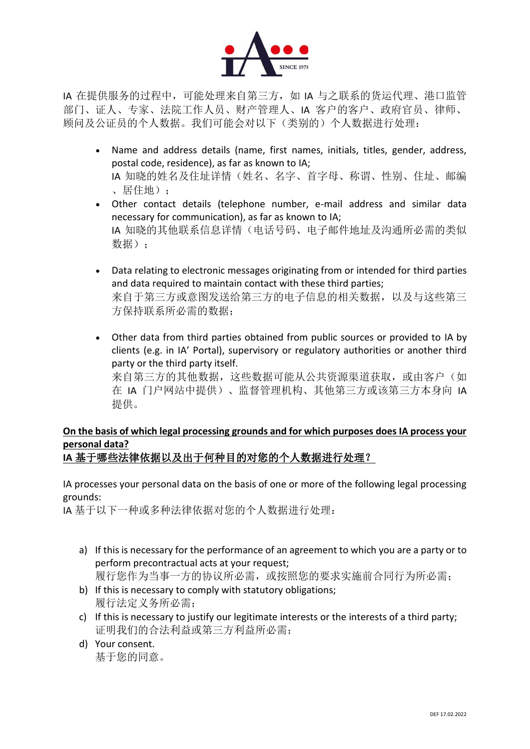IA 在提供服务的过程中，可能处理来自第三方，如 IA 与之联系的货运代理、港口监管部门、证人、专家、法院工作人员、财产管理人、IA 客户的客户、政府官员、律师、顾问及公证员的个人数据。我们可能会对以下（类别的）个人数据进行处理：

- Name and address details (name, first names, initials, titles, gender, address, postal code, residence), as far as known to IA;
  IA 知晓的姓名及住址详情（姓名、名字、首字母、称谓、性别、住址、邮编、居住地）；
- Other contact details (telephone number, e-mail address and similar data necessary for communication), as far as known to IA;
  IA 知晓的其他联系信息详情（电话号码、电子邮件地址及沟通所必需的类似数据）；
- Data relating to electronic messages originating from or intended for third parties and data required to maintain contact with these third parties;
  来自于第三方或意图发送给第三方的电子信息的相关数据，以及与这些第三方保持联系所必需的数据；
- Other data from third parties obtained from public sources or provided to IA by clients (e.g. in IA' Portal), supervisory or regulatory authorities or another third party or the third party itself.
  来自第三方的其他数据，这些数据可能从公共资源渠道获取，或由客户（如在 IA 门户网站中提供）、监督管理机构、其他第三方或该第三方本身向 IA 提供。

**On the basis of which legal processing grounds and for which purposes does IA process your personal data?**
**IA 基于哪些法律依据以及出于何种目的对您的个人数据进行处理？**

IA processes your personal data on the basis of one or more of the following legal processing grounds:
IA 基于以下一种或多种法律依据对您的个人数据进行处理：

a) If this is necessary for the performance of an agreement to which you are a party or to perform precontractual acts at your request;
   履行您作为当事一方的协议所必需，或按照您的要求实施前合同行为所必需；
b) If this is necessary to comply with statutory obligations;
   履行法定义务所必需；
c) If this is necessary to justify our legitimate interests or the interests of a third party;
   证明我们的合法利益或第三方利益所必需；
d) Your consent.
   基于您的同意。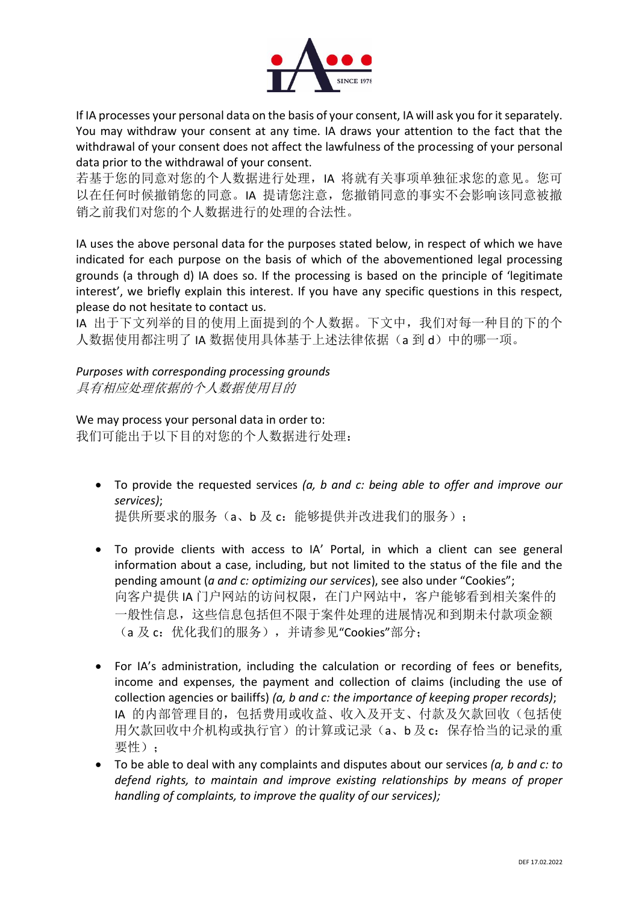If IA processes your personal data on the basis of your consent, IA will ask you for it separately. You may withdraw your consent at any time. IA draws your attention to the fact that the withdrawal of your consent does not affect the lawfulness of the processing of your personal data prior to the withdrawal of your consent.
若基于您的同意对您的个人数据进行处理，IA 将就有关事项单独征求您的意见。您可以在任何时候撤销您的同意。IA 提请您注意，您撤销同意的事实不会影响该同意被撤销之前我们对您的个人数据进行的处理的合法性。

IA uses the above personal data for the purposes stated below, in respect of which we have indicated for each purpose on the basis of which of the abovementioned legal processing grounds (a through d) IA does so. If the processing is based on the principle of 'legitimate interest', we briefly explain this interest. If you have any specific questions in this respect, please do not hesitate to contact us.
IA 出于下文列举的目的使用上面提到的个人数据。下文中，我们对每一种目的下的个人数据使用都注明了 IA 数据使用具体基于上述法律依据（a 到 d）中的哪一项。

*Purposes with corresponding processing grounds*
*具有相应处理依据的个人数据使用目的*

We may process your personal data in order to:
我们可能出于以下目的对您的个人数据进行处理：

- To provide the requested services *(a, b and c: being able to offer and improve our services)*;
  提供所要求的服务（a、b 及 c：能够提供并改进我们的服务）；

- To provide clients with access to IA' Portal, in which a client can see general information about a case, including, but not limited to the status of the file and the pending amount (*a and c: optimizing our services*), see also under "Cookies";
  向客户提供 IA 门户网站的访问权限，在门户网站中，客户能够看到相关案件的一般性信息，这些信息包括但不限于案件处理的进展情况和到期未付款项金额（a 及 c：优化我们的服务），并请参见"Cookies"部分；

- For IA's administration, including the calculation or recording of fees or benefits, income and expenses, the payment and collection of claims (including the use of collection agencies or bailiffs) *(a, b and c: the importance of keeping proper records)*;
  IA 的内部管理目的，包括费用或收益、收入及开支、付款及欠款回收（包括使用欠款回收中介机构或执行官）的计算或记录（a、b 及 c：保存恰当的记录的重要性）；

- To be able to deal with any complaints and disputes about our services *(a, b and c: to defend rights, to maintain and improve existing relationships by means of proper handling of complaints, to improve the quality of our services);*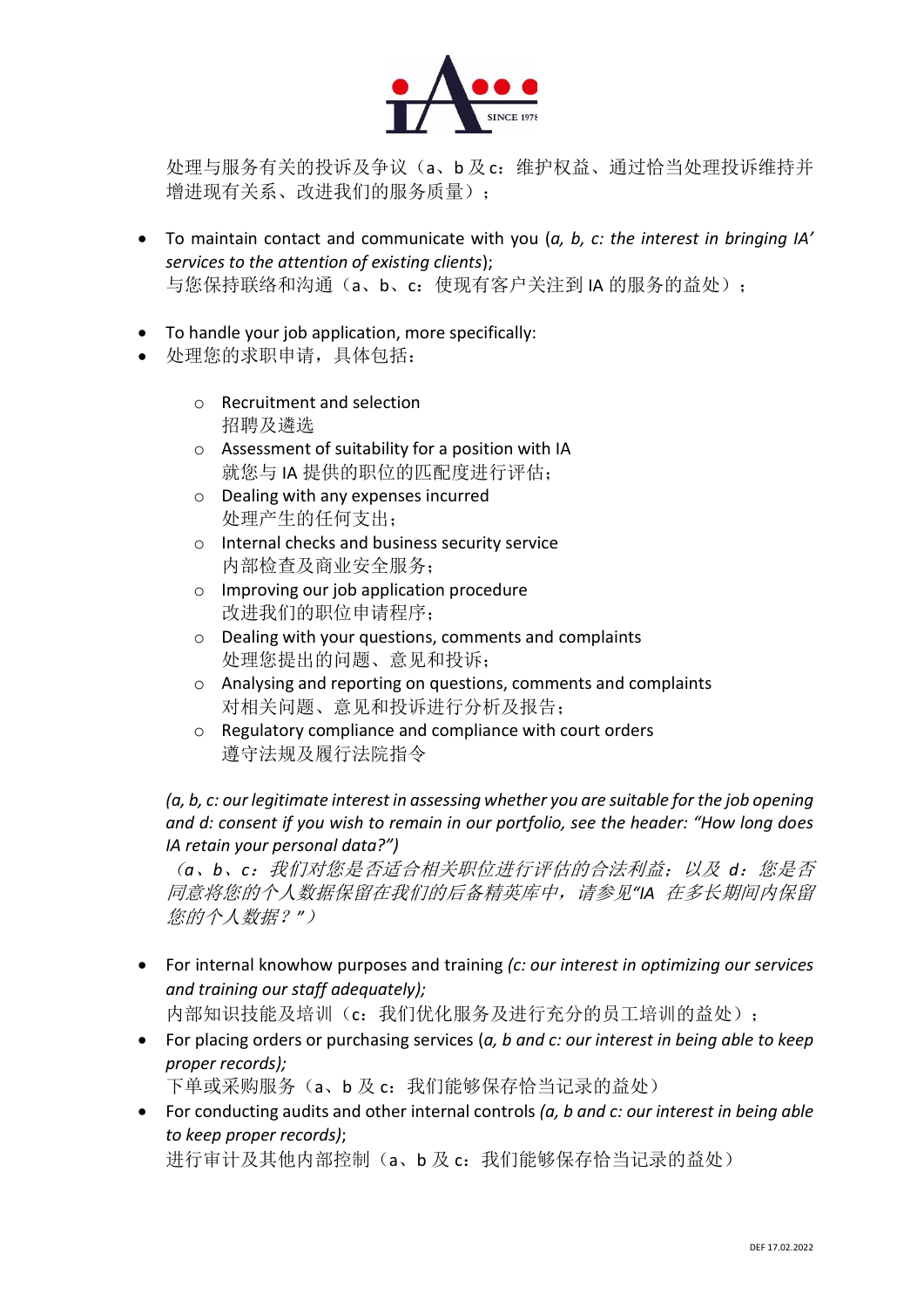处理与服务有关的投诉及争议（a、b 及 c：维护权益、通过恰当处理投诉维持并增进现有关系、改进我们的服务质量）；

- To maintain contact and communicate with you (*a, b, c: the interest in bringing IA' services to the attention of existing clients*);
  与您保持联络和沟通（a、b、c：使现有客户关注到 IA 的服务的益处）；

- To handle your job application, more specifically:
- 处理您的求职申请，具体包括：
  - Recruitment and selection
    招聘及遴选
  - Assessment of suitability for a position with IA
    就您与 IA 提供的职位的匹配度进行评估；
  - Dealing with any expenses incurred
    处理产生的任何支出；
  - Internal checks and business security service
    内部检查及商业安全服务；
  - Improving our job application procedure
    改进我们的职位申请程序；
  - Dealing with your questions, comments and complaints
    处理您提出的问题、意见和投诉；
  - Analysing and reporting on questions, comments and complaints
    对相关问题、意见和投诉进行分析及报告；
  - Regulatory compliance and compliance with court orders
    遵守法规及履行法院指令

  *(a, b, c: our legitimate interest in assessing whether you are suitable for the job opening and d: consent if you wish to remain in our portfolio, see the header: "How long does IA retain your personal data?")*
  *（a、b、c：我们对您是否适合相关职位进行评估的合法利益；以及 d：您是否同意将您的个人数据保留在我们的后备精英库中，请参见"IA 在多长期间内保留您的个人数据？"）*

- For internal knowhow purposes and training *(c: our interest in optimizing our services and training our staff adequately);*
  内部知识技能及培训（c：我们优化服务及进行充分的员工培训的益处）；
- For placing orders or purchasing services (*a, b and c: our interest in being able to keep proper records);*
  下单或采购服务（a、b 及 c：我们能够保存恰当记录的益处）
- For conducting audits and other internal controls *(a, b and c: our interest in being able to keep proper records)*;
  进行审计及其他内部控制（a、b 及 c：我们能够保存恰当记录的益处）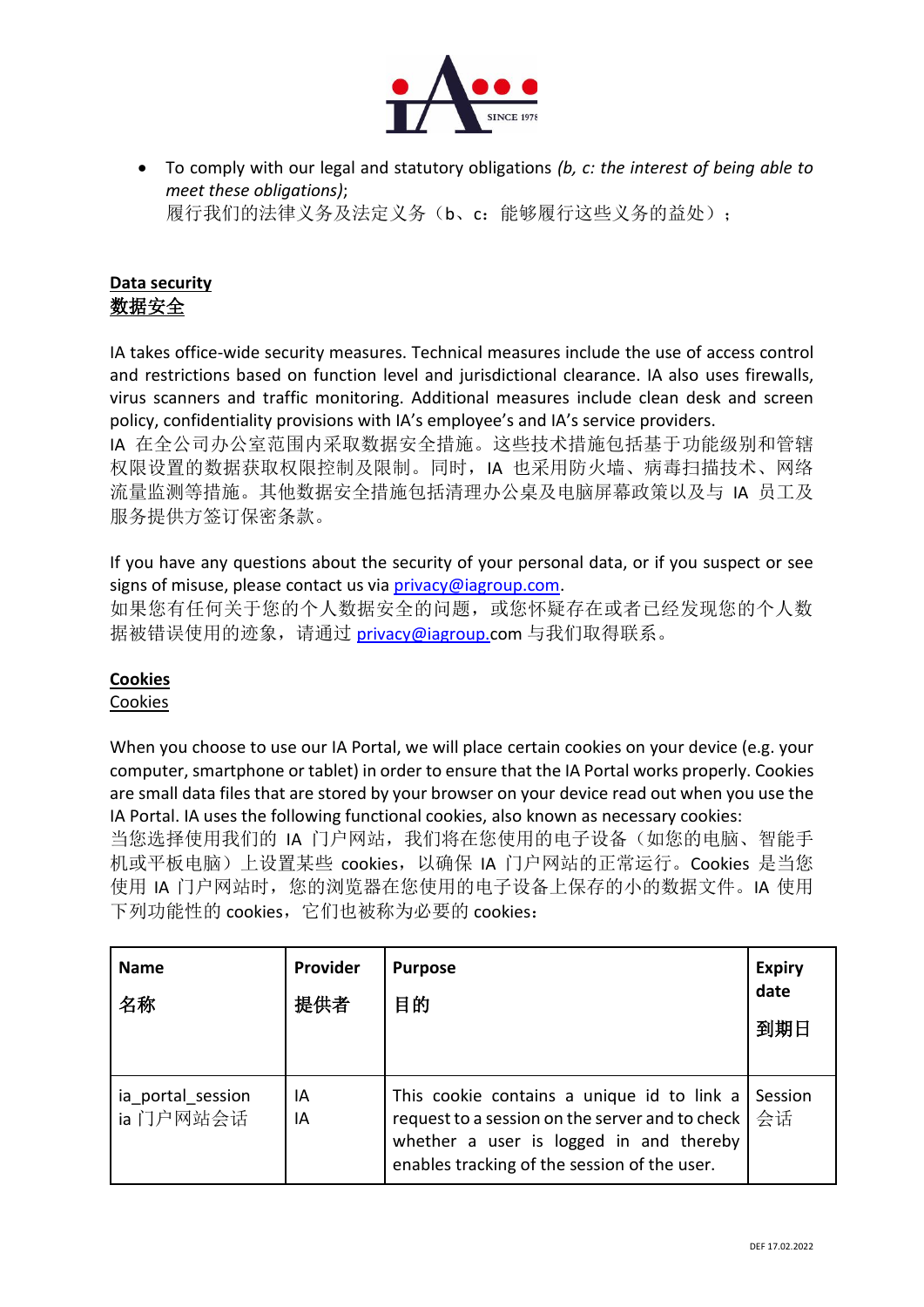- To comply with our legal and statutory obligations *(b, c: the interest of being able to meet these obligations)*;
  履行我们的法律义务及法定义务（b、c：能够履行这些义务的益处）；

**Data security**
**数据安全**

IA takes office-wide security measures. Technical measures include the use of access control and restrictions based on function level and jurisdictional clearance. IA also uses firewalls, virus scanners and traffic monitoring. Additional measures include clean desk and screen policy, confidentiality provisions with IA's employee's and IA's service providers.
IA 在全公司办公室范围内采取数据安全措施。这些技术措施包括基于功能级别和管辖权限设置的数据获取权限控制及限制。同时，IA 也采用防火墙、病毒扫描技术、网络流量监测等措施。其他数据安全措施包括清理办公桌及电脑屏幕政策以及与 IA 员工及服务提供方签订保密条款。

If you have any questions about the security of your personal data, or if you suspect or see signs of misuse, please contact us via privacy@iagroup.com.
如果您有任何关于您的个人数据安全的问题，或您怀疑存在或者已经发现您的个人数据被错误使用的迹象，请通过 privacy@iagroup.com 与我们取得联系。

**Cookies**
Cookies

When you choose to use our IA Portal, we will place certain cookies on your device (e.g. your computer, smartphone or tablet) in order to ensure that the IA Portal works properly. Cookies are small data files that are stored by your browser on your device read out when you use the IA Portal. IA uses the following functional cookies, also known as necessary cookies:
当您选择使用我们的 IA 门户网站，我们将在您使用的电子设备（如您的电脑、智能手机或平板电脑）上设置某些 cookies，以确保 IA 门户网站的正常运行。Cookies 是当您使用 IA 门户网站时，您的浏览器在您使用的电子设备上保存的小的数据文件。IA 使用下列功能性的 cookies，它们也被称为必要的 cookies：

| **Name** 名称 | **Provider** 提供者 | **Purpose** 目的 | **Expiry date** 到期日 |
|---|---|---|---|
| ia_portal_session ia 门户网站会话 | IA IA | This cookie contains a unique id to link a request to a session on the server and to check whether a user is logged in and thereby enables tracking of the session of the user. | Session 会话 |

DEF 17.02.2022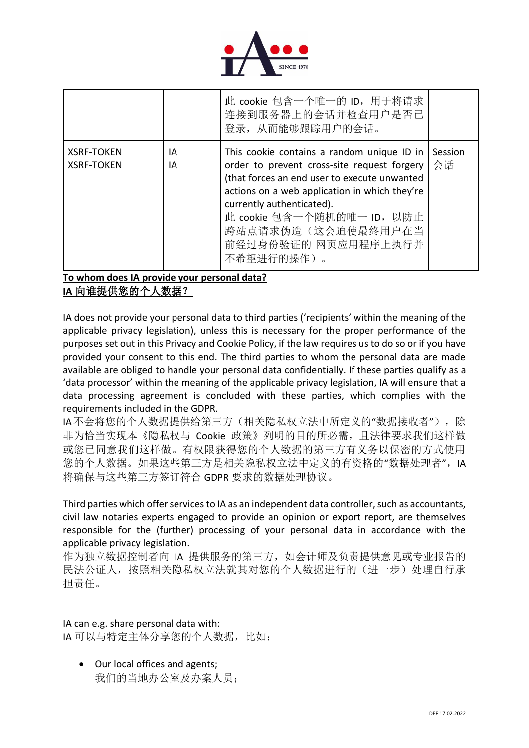| | | | |
|---|---|---|---|
| | | 此 cookie 包含一个唯一的 ID，用于将请求连接到服务器上的会话并检查用户是否已登录，从而能够跟踪用户的会话。 | |
| XSRF-TOKEN<br>XSRF-TOKEN | IA<br>IA | This cookie contains a random unique ID in order to prevent cross-site request forgery (that forces an end user to execute unwanted actions on a web application in which they're currently authenticated).<br>此 cookie 包含一个随机的唯一 ID，以防止跨站点请求伪造（这会迫使最终用户在当前经过身份验证的 网页应用程序上执行并不希望进行的操作）。 | Session<br>会话 |

**To whom does IA provide your personal data?**
**IA 向谁提供您的个人数据？**

IA does not provide your personal data to third parties ('recipients' within the meaning of the applicable privacy legislation), unless this is necessary for the proper performance of the purposes set out in this Privacy and Cookie Policy, if the law requires us to do so or if you have provided your consent to this end. The third parties to whom the personal data are made available are obliged to handle your personal data confidentially. If these parties qualify as a 'data processor' within the meaning of the applicable privacy legislation, IA will ensure that a data processing agreement is concluded with these parties, which complies with the requirements included in the GDPR.
IA 不会将您的个人数据提供给第三方（相关隐私权立法中所定义的"数据接收者"），除非为恰当实现本《隐私权与 Cookie 政策》列明的目的所必需，且法律要求我们这样做或您已同意我们这样做。有权限获得您的个人数据的第三方有义务以保密的方式使用您的个人数据。如果这些第三方是相关隐私权立法中定义的有资格的"数据处理者"，IA 将确保与这些第三方签订符合 GDPR 要求的数据处理协议。

Third parties which offer services to IA as an independent data controller, such as accountants, civil law notaries experts engaged to provide an opinion or export report, are themselves responsible for the (further) processing of your personal data in accordance with the applicable privacy legislation.
作为独立数据控制者向 IA 提供服务的第三方，如会计师及负责提供意见或专业报告的民法公证人，按照相关隐私权立法就其对您的个人数据进行的（进一步）处理自行承担责任。

IA can e.g. share personal data with:
IA 可以与特定主体分享您的个人数据，比如：

- Our local offices and agents;
  我们的当地办公室及办案人员；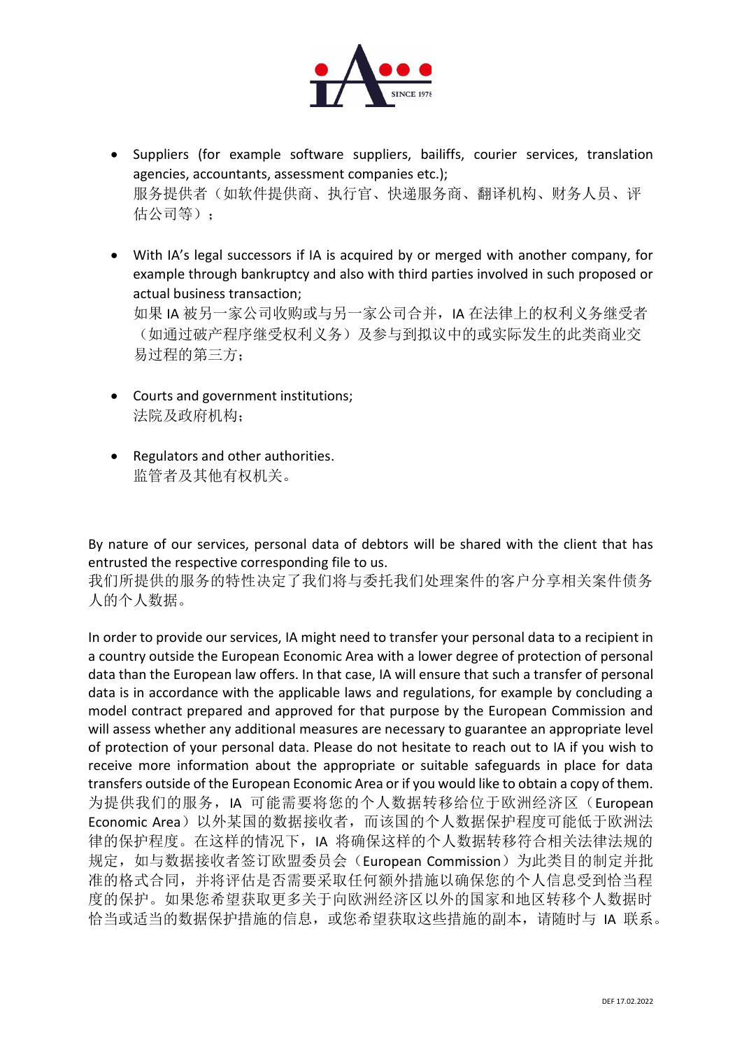- Suppliers (for example software suppliers, bailiffs, courier services, translation agencies, accountants, assessment companies etc.);
  服务提供者（如软件提供商、执行官、快递服务商、翻译机构、财务人员、评估公司等）；

- With IA's legal successors if IA is acquired by or merged with another company, for example through bankruptcy and also with third parties involved in such proposed or actual business transaction;
  如果 IA 被另一家公司收购或与另一家公司合并，IA 在法律上的权利义务继受者（如通过破产程序继受权利义务）及参与到拟议中的或实际发生的此类商业交易过程的第三方；

- Courts and government institutions;
  法院及政府机构；

- Regulators and other authorities.
  监管者及其他有权机关。

By nature of our services, personal data of debtors will be shared with the client that has entrusted the respective corresponding file to us.
我们所提供的服务的特性决定了我们将与委托我们处理案件的客户分享相关案件债务人的个人数据。

In order to provide our services, IA might need to transfer your personal data to a recipient in a country outside the European Economic Area with a lower degree of protection of personal data than the European law offers. In that case, IA will ensure that such a transfer of personal data is in accordance with the applicable laws and regulations, for example by concluding a model contract prepared and approved for that purpose by the European Commission and will assess whether any additional measures are necessary to guarantee an appropriate level of protection of your personal data. Please do not hesitate to reach out to IA if you wish to receive more information about the appropriate or suitable safeguards in place for data transfers outside of the European Economic Area or if you would like to obtain a copy of them.
为提供我们的服务，IA 可能需要将您的个人数据转移给位于欧洲经济区（European Economic Area）以外某国的数据接收者，而该国的个人数据保护程度可能低于欧洲法律的保护程度。在这样的情况下，IA 将确保这样的个人数据转移符合相关法律法规的规定，如与数据接收者签订欧盟委员会（European Commission）为此类目的制定并批准的格式合同，并将评估是否需要采取任何额外措施以确保您的个人信息受到恰当程度的保护。如果您希望获取更多关于向欧洲经济区以外的国家和地区转移个人数据时恰当或适当的数据保护措施的信息，或您希望获取这些措施的副本，请随时与 IA 联系。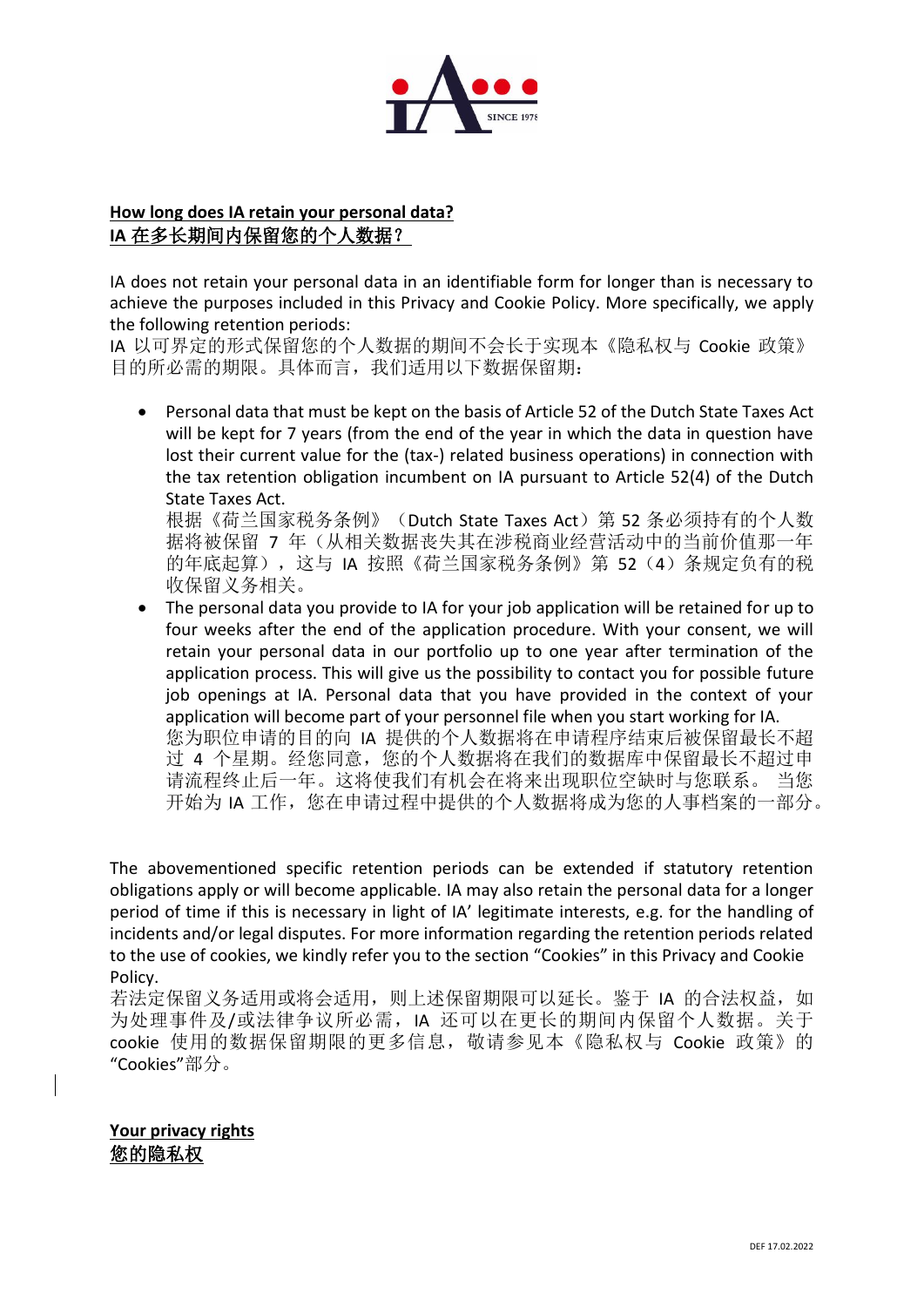**How long does IA retain your personal data?**
**IA 在多长期间内保留您的个人数据？**

IA does not retain your personal data in an identifiable form for longer than is necessary to achieve the purposes included in this Privacy and Cookie Policy. More specifically, we apply the following retention periods:
IA 以可界定的形式保留您的个人数据的期间不会长于实现本《隐私权与 Cookie 政策》目的所必需的期限。具体而言，我们适用以下数据保留期：

- Personal data that must be kept on the basis of Article 52 of the Dutch State Taxes Act will be kept for 7 years (from the end of the year in which the data in question have lost their current value for the (tax-) related business operations) in connection with the tax retention obligation incumbent on IA pursuant to Article 52(4) of the Dutch State Taxes Act.
  根据《荷兰国家税务条例》（Dutch State Taxes Act）第 52 条必须持有的个人数据将被保留 7 年（从相关数据丧失其在涉税商业经营活动中的当前价值那一年的年底起算），这与 IA 按照《荷兰国家税务条例》第 52（4）条规定负有的税收保留义务相关。
- The personal data you provide to IA for your job application will be retained for up to four weeks after the end of the application procedure. With your consent, we will retain your personal data in our portfolio up to one year after termination of the application process. This will give us the possibility to contact you for possible future job openings at IA. Personal data that you have provided in the context of your application will become part of your personnel file when you start working for IA.
  您为职位申请的目的向 IA 提供的个人数据将在申请程序结束后被保留最长不超过 4 个星期。经您同意，您的个人数据将在我们的数据库中保留最长不超过申请流程终止后一年。这将使我们有机会在将来出现职位空缺时与您联系。 当您开始为 IA 工作，您在申请过程中提供的个人数据将成为您的人事档案的一部分。

The abovementioned specific retention periods can be extended if statutory retention obligations apply or will become applicable. IA may also retain the personal data for a longer period of time if this is necessary in light of IA' legitimate interests, e.g. for the handling of incidents and/or legal disputes. For more information regarding the retention periods related to the use of cookies, we kindly refer you to the section "Cookies" in this Privacy and Cookie Policy.
若法定保留义务适用或将会适用，则上述保留期限可以延长。鉴于 IA 的合法权益，如为处理事件及/或法律争议所必需，IA 还可以在更长的期间内保留个人数据。关于 cookie 使用的数据保留期限的更多信息，敬请参见本《隐私权与 Cookie 政策》的"Cookies"部分。

**Your privacy rights**
**您的隐私权**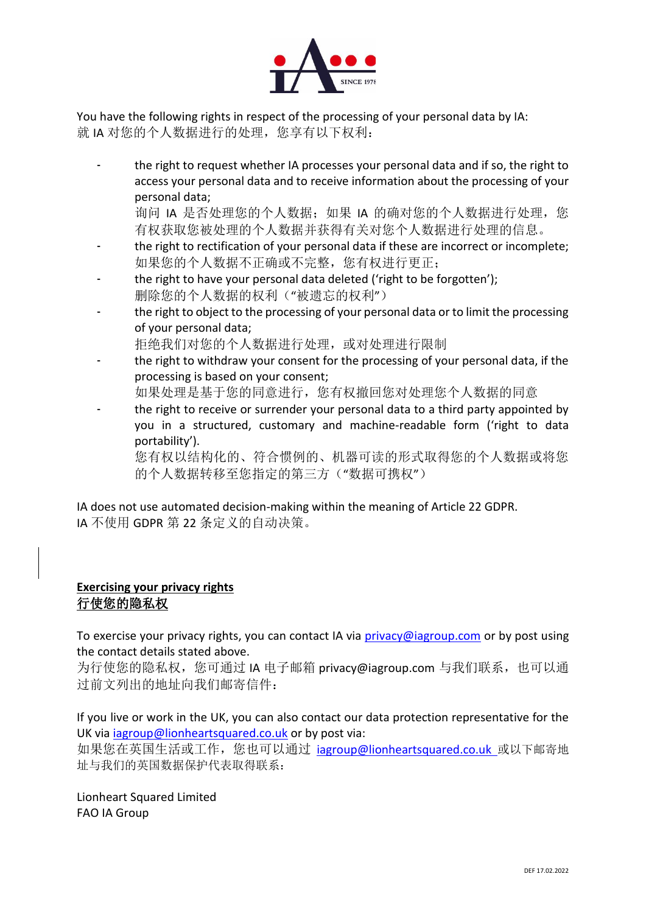You have the following rights in respect of the processing of your personal data by IA:
就 IA 对您的个人数据进行的处理，您享有以下权利：

- the right to request whether IA processes your personal data and if so, the right to access your personal data and to receive information about the processing of your personal data;
询问 IA 是否处理您的个人数据；如果 IA 的确对您的个人数据进行处理，您有权获取您被处理的个人数据并获得有关对您个人数据进行处理的信息。
- the right to rectification of your personal data if these are incorrect or incomplete;
如果您的个人数据不正确或不完整，您有权进行更正；
- the right to have your personal data deleted ('right to be forgotten');
删除您的个人数据的权利（“被遗忘的权利”）
- the right to object to the processing of your personal data or to limit the processing of your personal data;
拒绝我们对您的个人数据进行处理，或对处理进行限制
- the right to withdraw your consent for the processing of your personal data, if the processing is based on your consent;
如果处理是基于您的同意进行，您有权撤回您对处理您个人数据的同意
- the right to receive or surrender your personal data to a third party appointed by you in a structured, customary and machine-readable form ('right to data portability').
您有权以结构化的、符合惯例的、机器可读的形式取得您的个人数据或将您的个人数据转移至您指定的第三方（“数据可携权”）

IA does not use automated decision-making within the meaning of Article 22 GDPR.
IA 不使用 GDPR 第 22 条定义的自动决策。

**Exercising your privacy rights**
**行使您的隐私权**

To exercise your privacy rights, you can contact IA via privacy@iagroup.com or by post using the contact details stated above.
为行使您的隐私权，您可通过 IA 电子邮箱 privacy@iagroup.com 与我们联系，也可以通过前文列出的地址向我们邮寄信件：

If you live or work in the UK, you can also contact our data protection representative for the UK via iagroup@lionheartsquared.co.uk or by post via:
如果您在英国生活或工作，您也可以通过 iagroup@lionheartsquared.co.uk 或以下邮寄地址与我们的英国数据保护代表取得联系：

Lionheart Squared Limited
FAO IA Group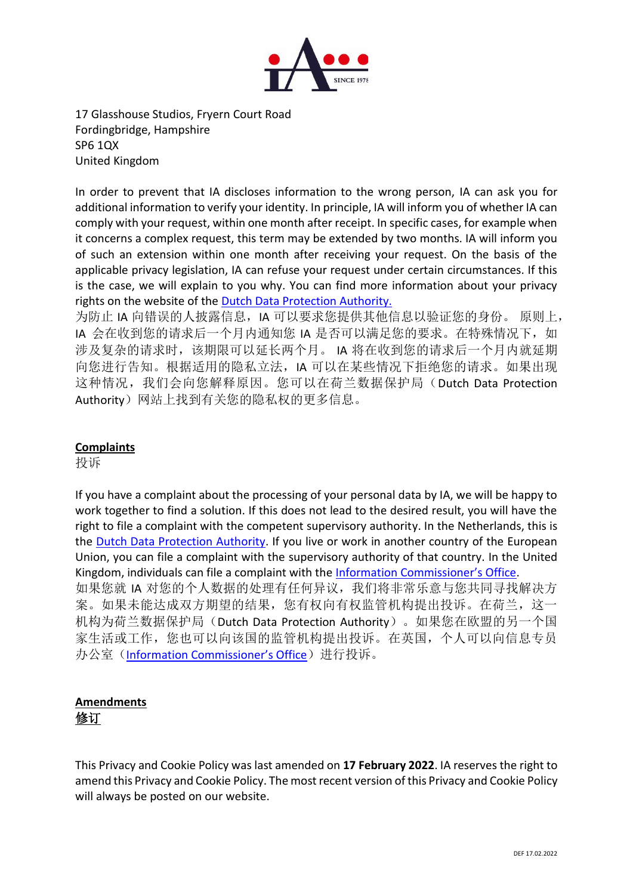17 Glasshouse Studios, Fryern Court Road
Fordingbridge, Hampshire
SP6 1QX
United Kingdom

In order to prevent that IA discloses information to the wrong person, IA can ask you for additional information to verify your identity. In principle, IA will inform you of whether IA can comply with your request, within one month after receipt. In specific cases, for example when it concerns a complex request, this term may be extended by two months. IA will inform you of such an extension within one month after receiving your request. On the basis of the applicable privacy legislation, IA can refuse your request under certain circumstances. If this is the case, we will explain to you why. You can find more information about your privacy rights on the website of the [Dutch Data Protection Authority.](#)
为防止 IA 向错误的人披露信息，IA 可以要求您提供其他信息以验证您的身份。 原则上，IA 会在收到您的请求后一个月内通知您 IA 是否可以满足您的要求。在特殊情况下，如涉及复杂的请求时，该期限可以延长两个月。 IA 将在收到您的请求后一个月内就延期向您进行告知。根据适用的隐私立法，IA 可以在某些情况下拒绝您的请求。如果出现这种情况，我们会向您解释原因。您可以在荷兰数据保护局（Dutch Data Protection Authority）网站上找到有关您的隐私权的更多信息。

## Complaints
投诉

If you have a complaint about the processing of your personal data by IA, we will be happy to work together to find a solution. If this does not lead to the desired result, you will have the right to file a complaint with the competent supervisory authority. In the Netherlands, this is the [Dutch Data Protection Authority](#). If you live or work in another country of the European Union, you can file a complaint with the supervisory authority of that country. In the United Kingdom, individuals can file a complaint with the [Information Commissioner's Office](#).
如果您就 IA 对您的个人数据的处理有任何异议，我们将非常乐意与您共同寻找解决方案。如果未能达成双方期望的结果，您有权向有权监管机构提出投诉。在荷兰，这一机构为荷兰数据保护局（Dutch Data Protection Authority）。如果您在欧盟的另一个国家生活或工作，您也可以向该国的监管机构提出投诉。在英国，个人可以向信息专员办公室（[Information Commissioner's Office](#)）进行投诉。

## Amendments
## 修订

This Privacy and Cookie Policy was last amended on **17 February 2022**. IA reserves the right to amend this Privacy and Cookie Policy. The most recent version of this Privacy and Cookie Policy will always be posted on our website.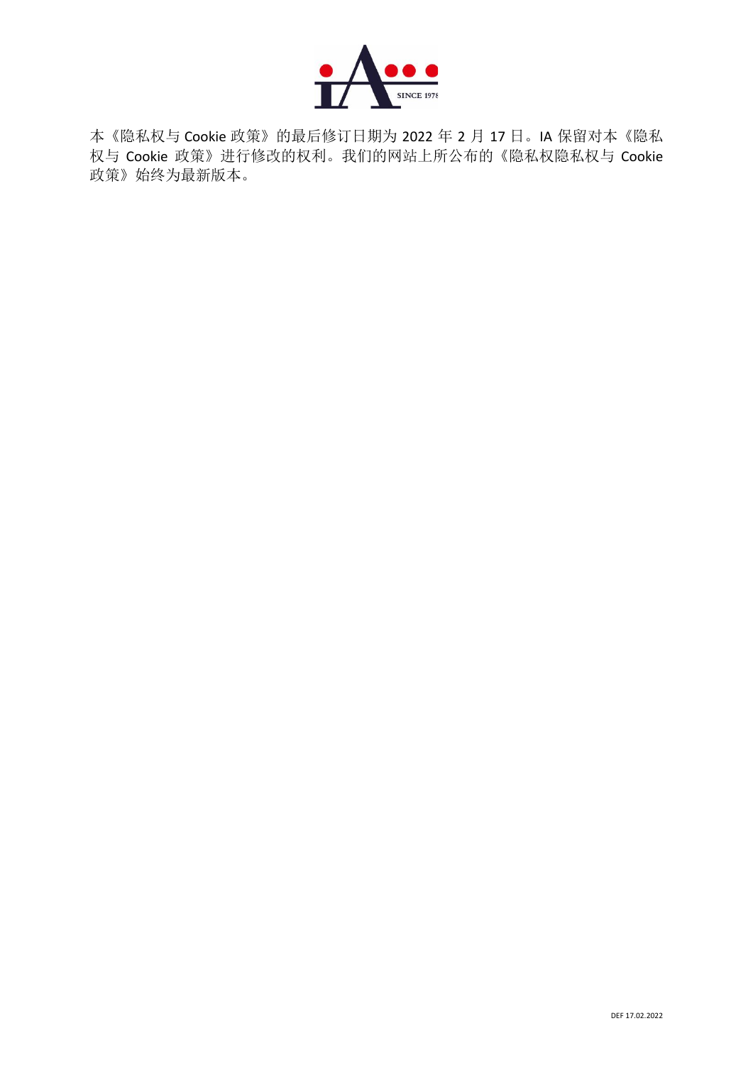本《隐私权与 Cookie 政策》的最后修订日期为 2022 年 2 月 17 日。IA 保留对本《隐私权与 Cookie 政策》进行修改的权利。我们的网站上所公布的《隐私权隐私权与 Cookie 政策》始终为最新版本。

DEF 17.02.2022